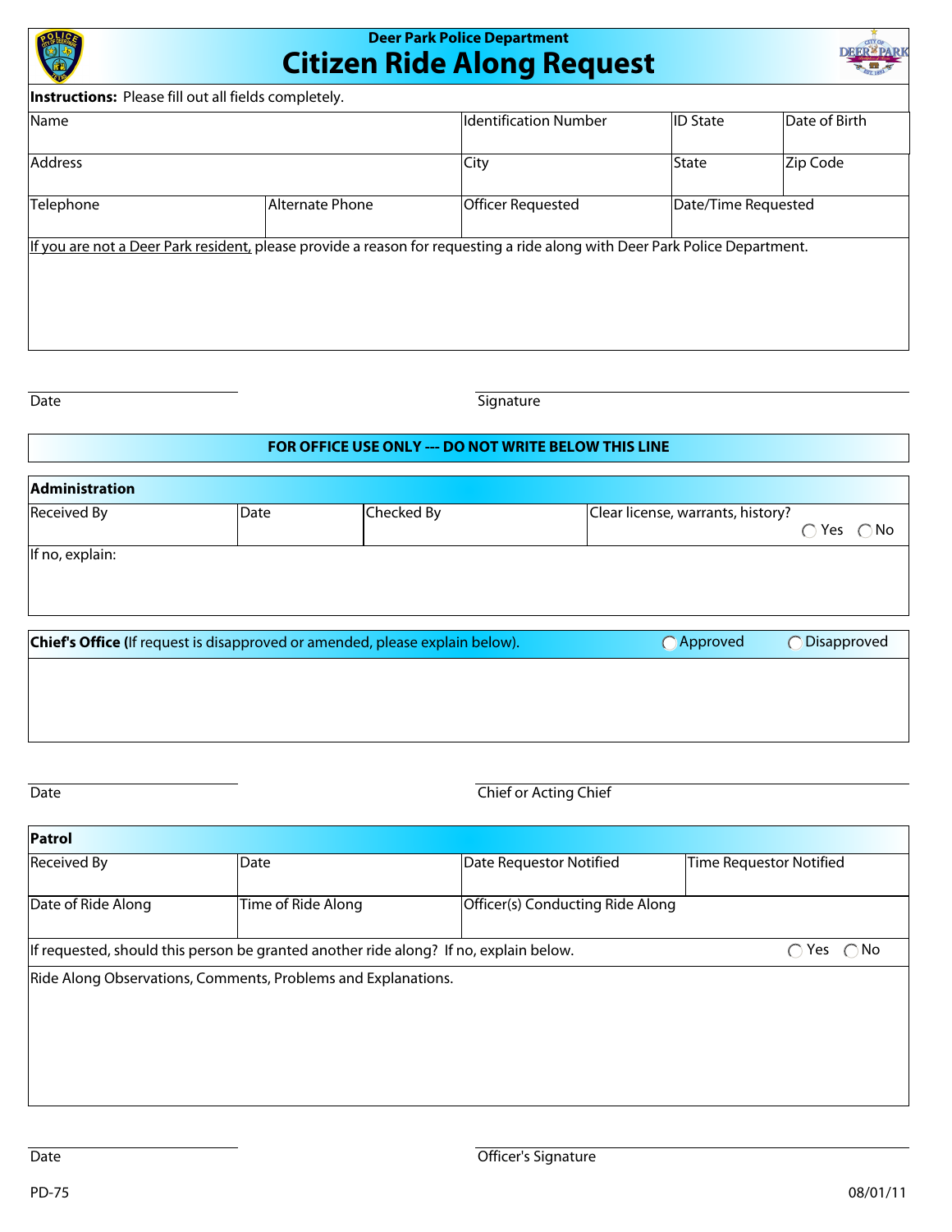Deer Park Police Department

# Citizen Ride Along Request

**Instructions:** Please fill out all fields completely.

| Name | | Identification Number | ID State | Date of Birth |
|---|---|---|---|---|
| Address | | City | State | Zip Code |
| Telephone | Alternate Phone | Officer Requested | Date/Time Requested | |

If you are not a Deer Park resident, please provide a reason for requesting a ride along with Deer Park Police Department.

Date

Signature

**FOR OFFICE USE ONLY --- DO NOT WRITE BELOW THIS LINE**

**Administration**

| Received By | Date | Checked By | Clear license, warrants, history? ◯ Yes ◯ No |
|---|---|---|---|

If no, explain:

**Chief's Office (**If request is disapproved or amended, please explain below). ◯ Approved ◯ Disapproved

Date

Chief or Acting Chief

**Patrol**

| Received By | Date | Date Requestor Notified | Time Requestor Notified |
|---|---|---|---|
| Date of Ride Along | Time of Ride Along | Officer(s) Conducting Ride Along | |

If requested, should this person be granted another ride along? If no, explain below. ◯ Yes ◯ No

Ride Along Observations, Comments, Problems and Explanations.

Date

Officer's Signature

PD-75

08/01/11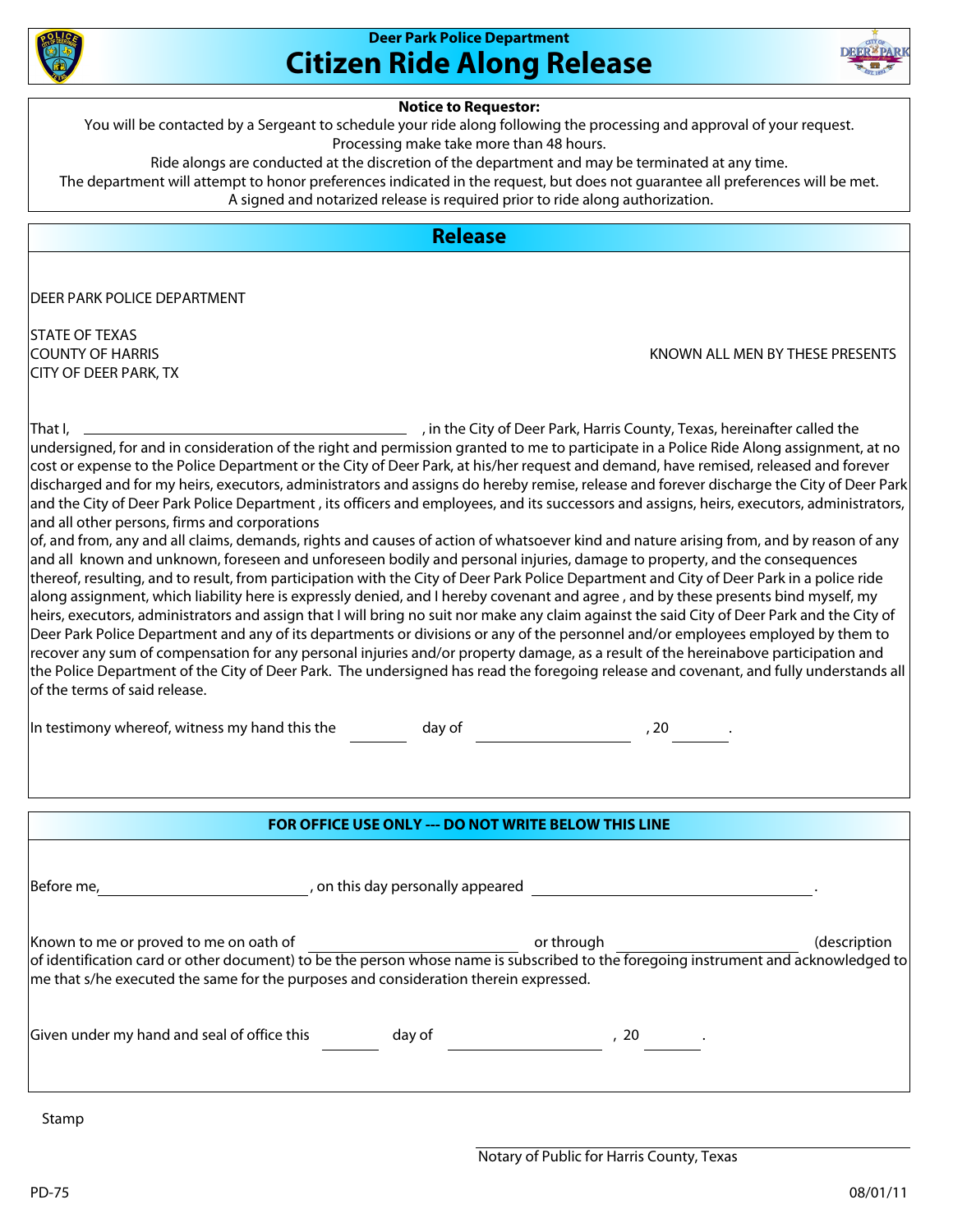## Deer Park Police Department

# Citizen Ride Along Release

**Notice to Requestor:**

You will be contacted by a Sergeant to schedule your ride along following the processing and approval of your request.
Processing make take more than 48 hours.
Ride alongs are conducted at the discretion of the department and may be terminated at any time.
The department will attempt to honor preferences indicated in the request, but does not guarantee all preferences will be met.
A signed and notarized release is required prior to ride along authorization.

## Release

DEER PARK POLICE DEPARTMENT

STATE OF TEXAS
COUNTY OF HARRIS
CITY OF DEER PARK, TX

KNOWN ALL MEN BY THESE PRESENTS

That I, \_\_\_\_\_\_\_\_\_\_\_\_\_\_\_\_\_\_\_\_\_\_\_\_\_\_\_\_\_\_\_\_\_\_\_\_ , in the City of Deer Park, Harris County, Texas, hereinafter called the undersigned, for and in consideration of the right and permission granted to me to participate in a Police Ride Along assignment, at no cost or expense to the Police Department or the City of Deer Park, at his/her request and demand, have remised, released and forever discharged and for my heirs, executors, administrators and assigns do hereby remise, release and forever discharge the City of Deer Park and the City of Deer Park Police Department , its officers and employees, and its successors and assigns, heirs, executors, administrators, and all other persons, firms and corporations
of, and from, any and all claims, demands, rights and causes of action of whatsoever kind and nature arising from, and by reason of any and all known and unknown, foreseen and unforeseen bodily and personal injuries, damage to property, and the consequences thereof, resulting, and to result, from participation with the City of Deer Park Police Department and City of Deer Park in a police ride along assignment, which liability here is expressly denied, and I hereby covenant and agree , and by these presents bind myself, my heirs, executors, administrators and assign that I will bring no suit nor make any claim against the said City of Deer Park and the City of Deer Park Police Department and any of its departments or divisions or any of the personnel and/or employees employed by them to recover any sum of compensation for any personal injuries and/or property damage, as a result of the hereinabove participation and the Police Department of the City of Deer Park. The undersigned has read the foregoing release and covenant, and fully understands all of the terms of said release.

In testimony whereof, witness my hand this the \_\_\_\_\_\_ day of \_\_\_\_\_\_\_\_\_\_\_\_\_\_\_\_\_\_ , 20 \_\_\_\_\_\_ .

**FOR OFFICE USE ONLY --- DO NOT WRITE BELOW THIS LINE**

Before me, \_\_\_\_\_\_\_\_\_\_\_\_\_\_\_\_\_\_\_\_\_\_\_\_ , on this day personally appeared \_\_\_\_\_\_\_\_\_\_\_\_\_\_\_\_\_\_\_\_\_\_\_\_\_\_\_\_\_\_\_\_ .

Known to me or proved to me on oath of \_\_\_\_\_\_\_\_\_\_\_\_\_\_\_\_\_\_\_\_\_\_\_\_ or through \_\_\_\_\_\_\_\_\_\_\_\_\_\_\_\_\_\_\_\_\_\_ (description of identification card or other document) to be the person whose name is subscribed to the foregoing instrument and acknowledged to me that s/he executed the same for the purposes and consideration therein expressed.

Given under my hand and seal of office this \_\_\_\_\_\_ day of \_\_\_\_\_\_\_\_\_\_\_\_\_\_\_\_\_\_ , 20 \_\_\_\_\_\_ .

Stamp

\_\_\_\_\_\_\_\_\_\_\_\_\_\_\_\_\_\_\_\_\_\_\_\_\_\_\_\_\_\_\_\_\_\_\_\_
Notary of Public for Harris County, Texas

PD-75 08/01/11